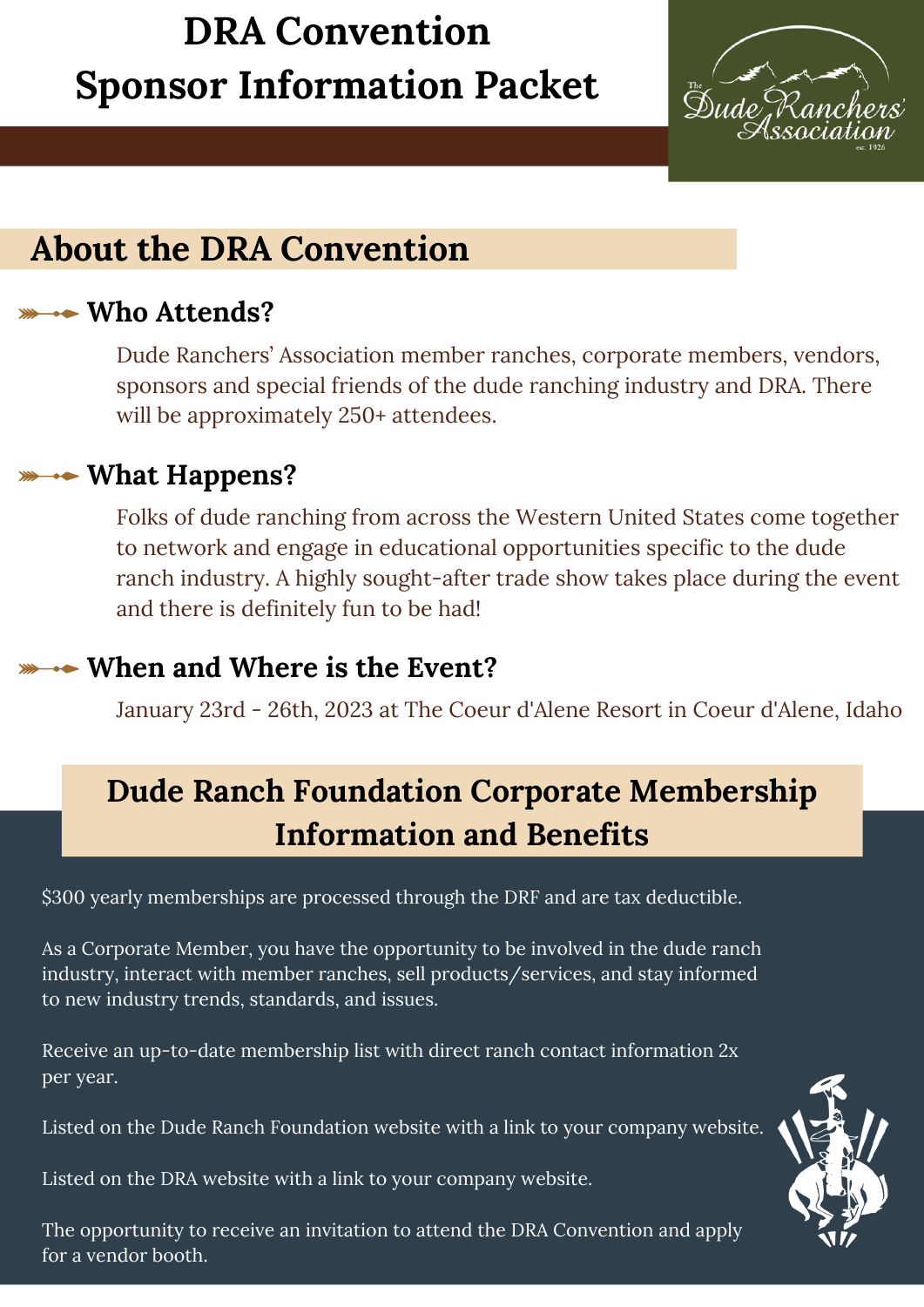# DRA Convention Sponsor Information Packet

## About the DRA Convention

### Who Attends?

Dude Ranchers' Association member ranches, corporate members, vendors, sponsors and special friends of the dude ranching industry and DRA. There will be approximately 250+ attendees.

### What Happens?

Folks of dude ranching from across the Western United States come together to network and engage in educational opportunities specific to the dude ranch industry. A highly sought-after trade show takes place during the event and there is definitely fun to be had!

### When and Where is the Event?

January 23rd - 26th, 2023 at The Coeur d'Alene Resort in Coeur d'Alene, Idaho

## Dude Ranch Foundation Corporate Membership Information and Benefits

$300 yearly memberships are processed through the DRF and are tax deductible.

As a Corporate Member, you have the opportunity to be involved in the dude ranch industry, interact with member ranches, sell products/services, and stay informed to new industry trends, standards, and issues.

Receive an up-to-date membership list with direct ranch contact information 2x per year.

Listed on the Dude Ranch Foundation website with a link to your company website.

Listed on the DRA website with a link to your company website.

The opportunity to receive an invitation to attend the DRA Convention and apply for a vendor booth.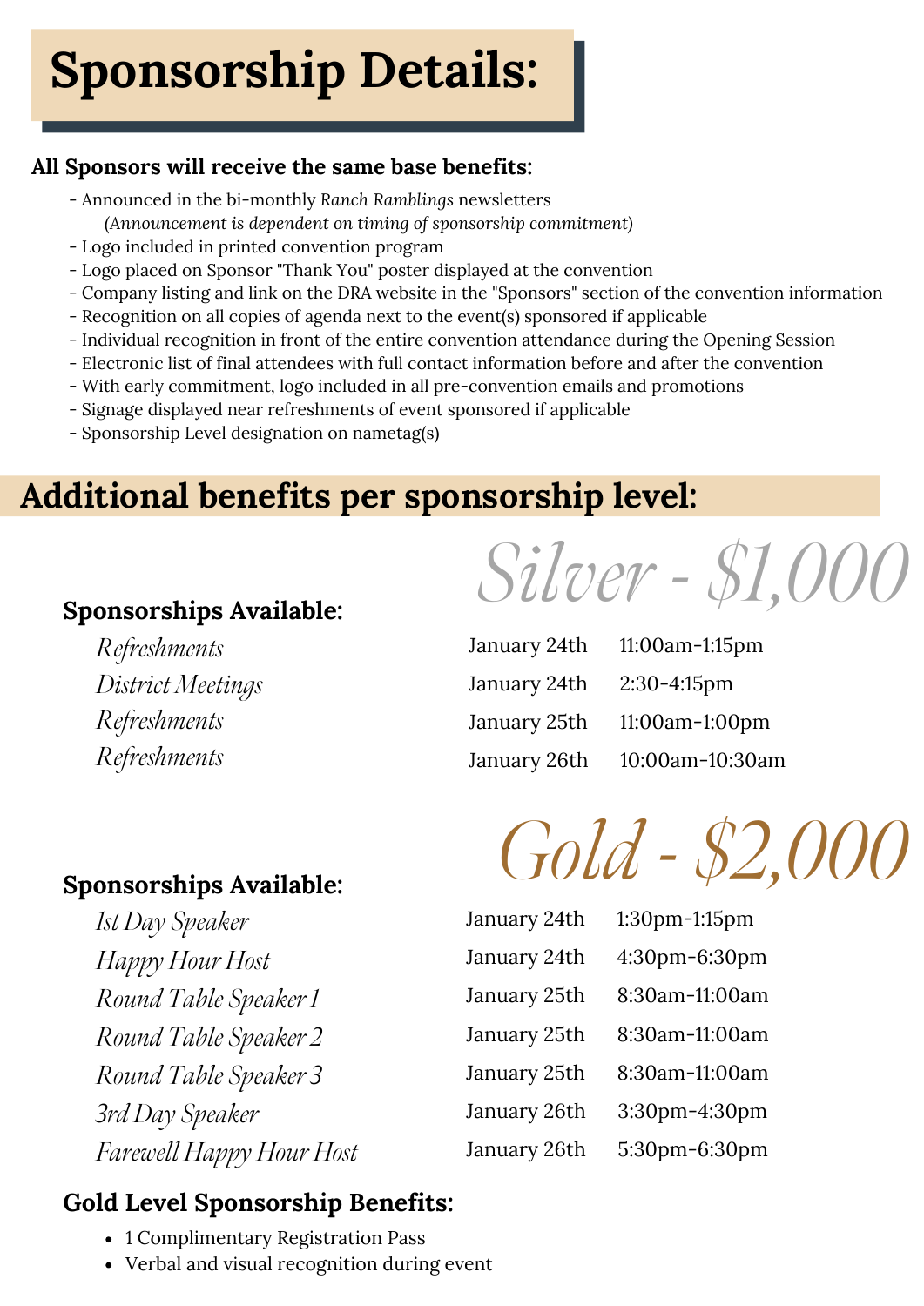# Sponsorship Details:

**All Sponsors will receive the same base benefits:**

- Announced in the bi-monthly *Ranch Ramblings* newsletters
  (*Announcement is dependent on timing of sponsorship commitment*)
- Logo included in printed convention program
- Logo placed on Sponsor "Thank You" poster displayed at the convention
- Company listing and link on the DRA website in the "Sponsors" section of the convention information
- Recognition on all copies of agenda next to the event(s) sponsored if applicable
- Individual recognition in front of the entire convention attendance during the Opening Session
- Electronic list of final attendees with full contact information before and after the convention
- With early commitment, logo included in all pre-convention emails and promotions
- Signage displayed near refreshments of event sponsored if applicable
- Sponsorship Level designation on nametag(s)

## Additional benefits per sponsorship level:

### Silver - $1,000

**Sponsorships Available:**

| | | |
|---|---|---|
| *Refreshments* | January 24th | 11:00am-1:15pm |
| *District Meetings* | January 24th | 2:30-4:15pm |
| *Refreshments* | January 25th | 11:00am-1:00pm |
| *Refreshments* | January 26th | 10:00am-10:30am |

### Gold - $2,000

**Sponsorships Available:**

| | | |
|---|---|---|
| *1st Day Speaker* | January 24th | 1:30pm-1:15pm |
| *Happy Hour Host* | January 24th | 4:30pm-6:30pm |
| *Round Table Speaker 1* | January 25th | 8:30am-11:00am |
| *Round Table Speaker 2* | January 25th | 8:30am-11:00am |
| *Round Table Speaker 3* | January 25th | 8:30am-11:00am |
| *3rd Day Speaker* | January 26th | 3:30pm-4:30pm |
| *Farewell Happy Hour Host* | January 26th | 5:30pm-6:30pm |

**Gold Level Sponsorship Benefits:**

- 1 Complimentary Registration Pass
- Verbal and visual recognition during event